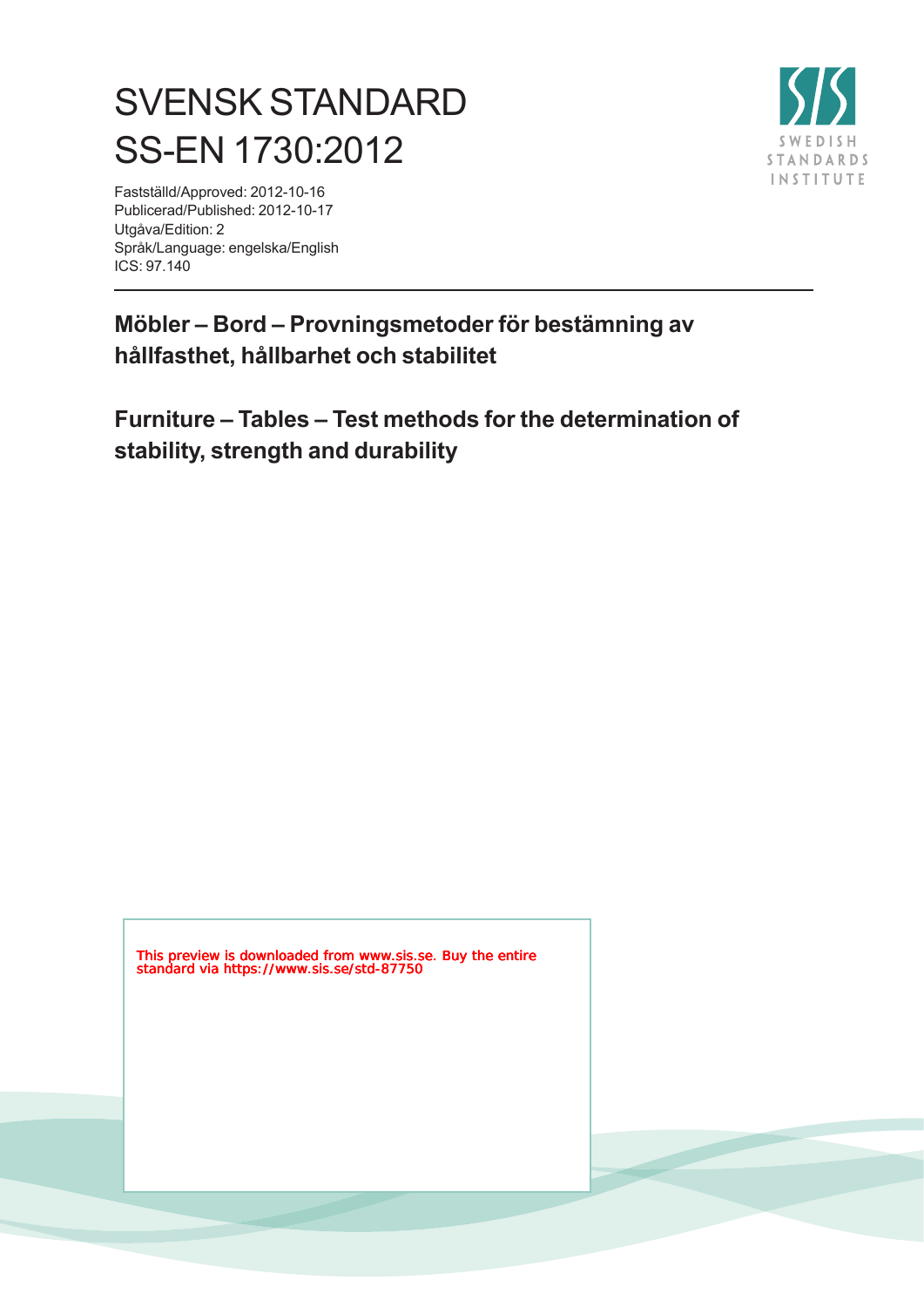# SVENSK STANDARD
# SS-EN 1730:2012

Fastställd/Approved: 2012-10-16
Publicerad/Published: 2012-10-17
Utgåva/Edition: 2
Språk/Language: engelska/English
ICS: 97.140

SWEDISH STANDARDS INSTITUTE

## Möbler – Bord – Provningsmetoder för bestämning av hållfasthet, hållbarhet och stabilitet

## Furniture – Tables – Test methods for the determination of stability, strength and durability

This preview is downloaded from www.sis.se. Buy the entire standard via https://www.sis.se/std-87750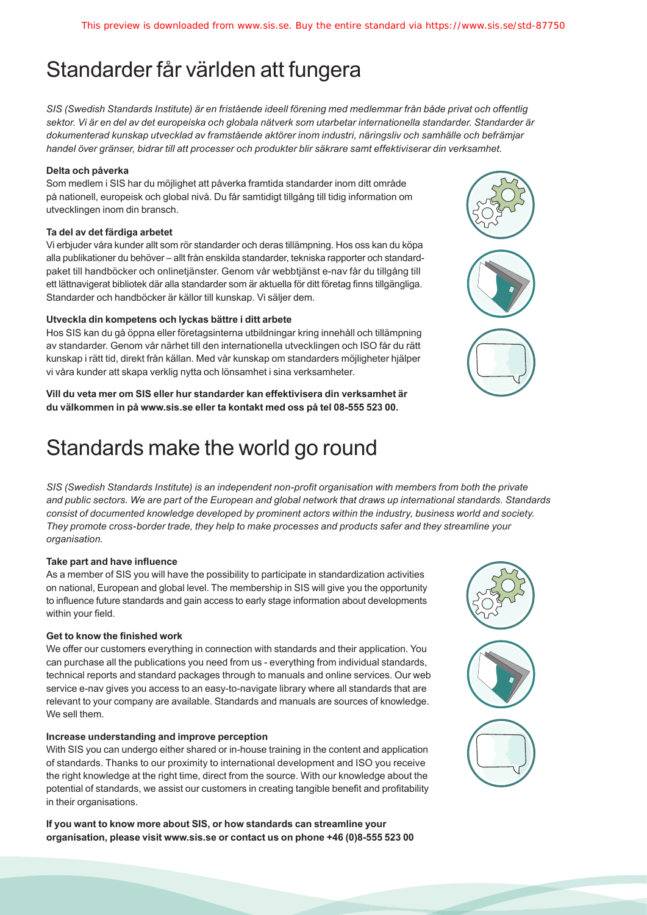# Standarder får världen att fungera

*SIS (Swedish Standards Institute) är en fristående ideell förening med medlemmar från både privat och offentlig sektor. Vi är en del av det europeiska och globala nätverk som utarbetar internationella standarder. Standarder är dokumenterad kunskap utvecklad av framstående aktörer inom industri, näringsliv och samhälle och befrämjar handel över gränser, bidrar till att processer och produkter blir säkrare samt effektiviserar din verksamhet.*

**Delta och påverka**

Som medlem i SIS har du möjlighet att påverka framtida standarder inom ditt område på nationell, europeisk och global nivå. Du får samtidigt tillgång till tidig information om utvecklingen inom din bransch.

**Ta del av det färdiga arbetet**

Vi erbjuder våra kunder allt som rör standarder och deras tillämpning. Hos oss kan du köpa alla publikationer du behöver – allt från enskilda standarder, tekniska rapporter och standardpaket till handböcker och onlinetjänster. Genom vår webbtjänst e-nav får du tillgång till ett lättnavigerat bibliotek där alla standarder som är aktuella för ditt företag finns tillgängliga. Standarder och handböcker är källor till kunskap. Vi säljer dem.

**Utveckla din kompetens och lyckas bättre i ditt arbete**

Hos SIS kan du gå öppna eller företagsinterna utbildningar kring innehåll och tillämpning av standarder. Genom vår närhet till den internationella utvecklingen och ISO får du rätt kunskap i rätt tid, direkt från källan. Med vår kunskap om standarders möjligheter hjälper vi våra kunder att skapa verklig nytta och lönsamhet i sina verksamheter.

**Vill du veta mer om SIS eller hur standarder kan effektivisera din verksamhet är du välkommen in på www.sis.se eller ta kontakt med oss på tel 08-555 523 00.**

# Standards make the world go round

*SIS (Swedish Standards Institute) is an independent non-profit organisation with members from both the private and public sectors. We are part of the European and global network that draws up international standards. Standards consist of documented knowledge developed by prominent actors within the industry, business world and society. They promote cross-border trade, they help to make processes and products safer and they streamline your organisation.*

**Take part and have influence**

As a member of SIS you will have the possibility to participate in standardization activities on national, European and global level. The membership in SIS will give you the opportunity to influence future standards and gain access to early stage information about developments within your field.

**Get to know the finished work**

We offer our customers everything in connection with standards and their application. You can purchase all the publications you need from us - everything from individual standards, technical reports and standard packages through to manuals and online services. Our web service e-nav gives you access to an easy-to-navigate library where all standards that are relevant to your company are available. Standards and manuals are sources of knowledge. We sell them.

**Increase understanding and improve perception**

With SIS you can undergo either shared or in-house training in the content and application of standards. Thanks to our proximity to international development and ISO you receive the right knowledge at the right time, direct from the source. With our knowledge about the potential of standards, we assist our customers in creating tangible benefit and profitability in their organisations.

**If you want to know more about SIS, or how standards can streamline your organisation, please visit www.sis.se or contact us on phone +46 (0)8-555 523 00**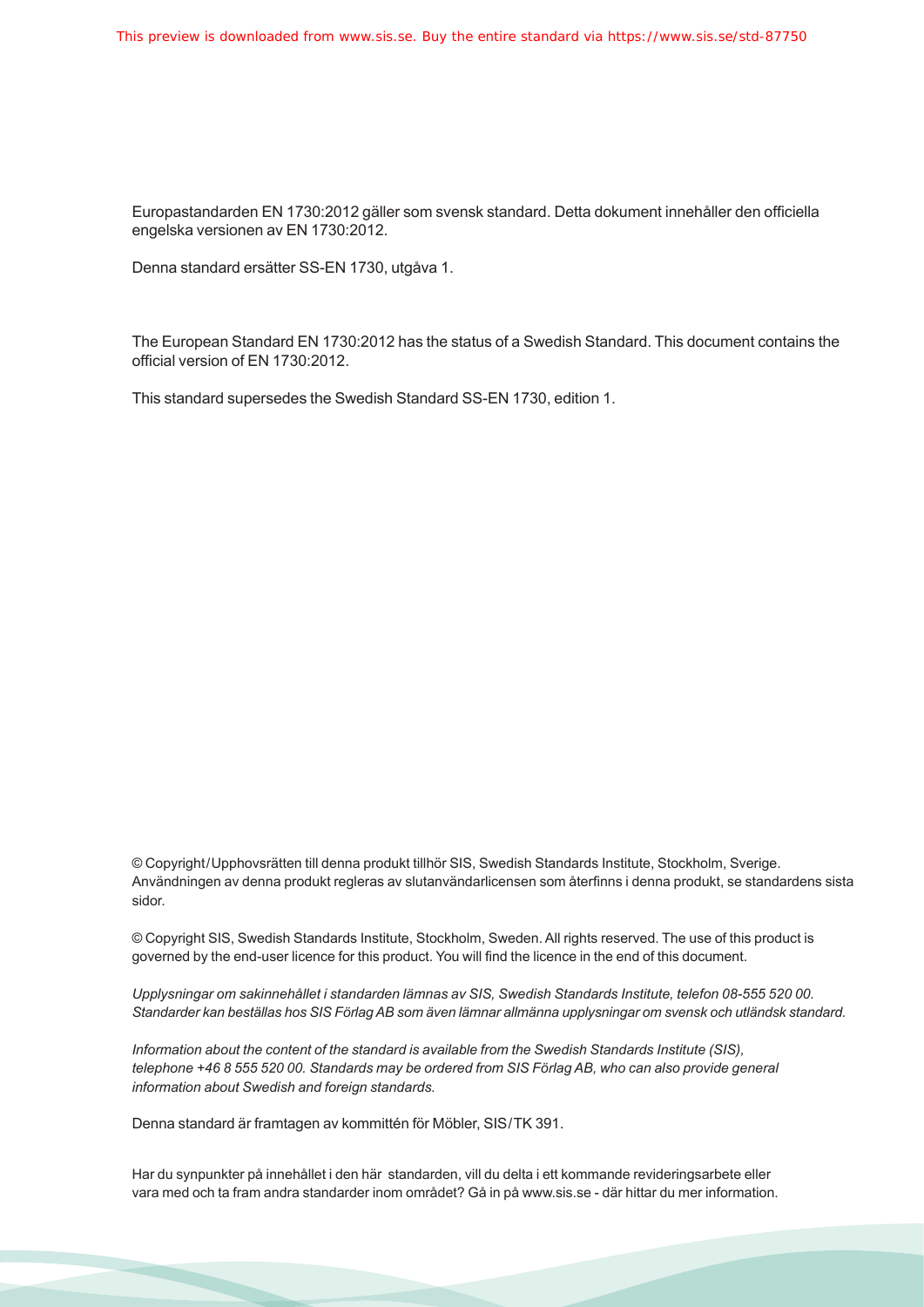Europastandarden EN 1730:2012 gäller som svensk standard. Detta dokument innehåller den officiella engelska versionen av EN 1730:2012.

Denna standard ersätter SS-EN 1730, utgåva 1.

The European Standard EN 1730:2012 has the status of a Swedish Standard. This document contains the official version of EN 1730:2012.

This standard supersedes the Swedish Standard SS-EN 1730, edition 1.

© Copyright/Upphovsrätten till denna produkt tillhör SIS, Swedish Standards Institute, Stockholm, Sverige. Användningen av denna produkt regleras av slutanvändarlicensen som återfinns i denna produkt, se standardens sista sidor.

© Copyright SIS, Swedish Standards Institute, Stockholm, Sweden. All rights reserved. The use of this product is governed by the end-user licence for this product. You will find the licence in the end of this document.

*Upplysningar om sakinnehållet i standarden lämnas av SIS, Swedish Standards Institute, telefon 08-555 520 00. Standarder kan beställas hos SIS Förlag AB som även lämnar allmänna upplysningar om svensk och utländsk standard.*

*Information about the content of the standard is available from the Swedish Standards Institute (SIS), telephone +46 8 555 520 00. Standards may be ordered from SIS Förlag AB, who can also provide general information about Swedish and foreign standards.*

Denna standard är framtagen av kommittén för Möbler, SIS/TK 391.

Har du synpunkter på innehållet i den här standarden, vill du delta i ett kommande revideringsarbete eller vara med och ta fram andra standarder inom området? Gå in på www.sis.se - där hittar du mer information.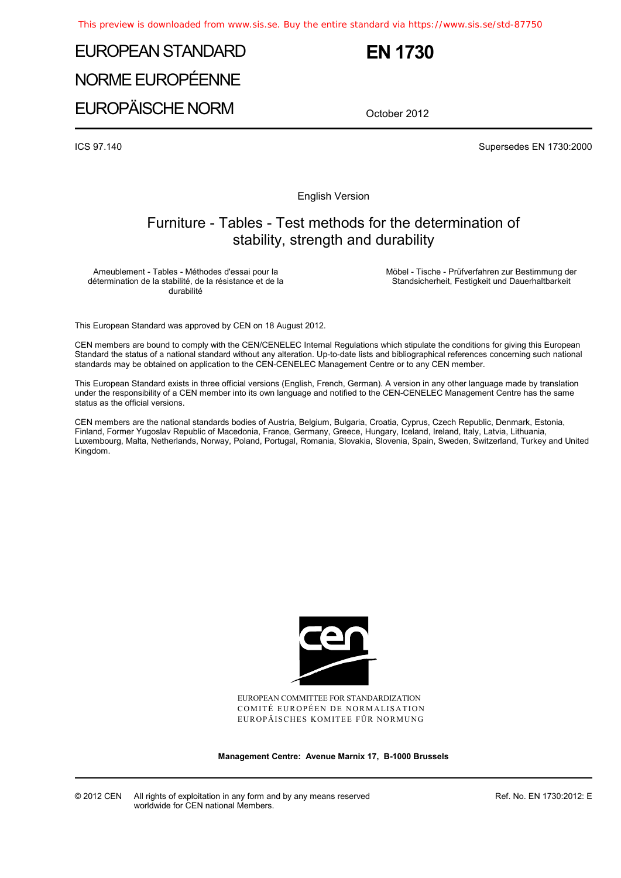This preview is downloaded from www.sis.se. Buy the entire standard via https://www.sis.se/std-87750

# EUROPEAN STANDARD
# NORME EUROPÉENNE
# EUROPÄISCHE NORM

**EN 1730**

October 2012

ICS 97.140

Supersedes EN 1730:2000

English Version

## Furniture - Tables - Test methods for the determination of stability, strength and durability

Ameublement - Tables - Méthodes d'essai pour la détermination de la stabilité, de la résistance et de la durabilité

Möbel - Tische - Prüfverfahren zur Bestimmung der Standsicherheit, Festigkeit und Dauerhaltbarkeit

This European Standard was approved by CEN on 18 August 2012.

CEN members are bound to comply with the CEN/CENELEC Internal Regulations which stipulate the conditions for giving this European Standard the status of a national standard without any alteration. Up-to-date lists and bibliographical references concerning such national standards may be obtained on application to the CEN-CENELEC Management Centre or to any CEN member.

This European Standard exists in three official versions (English, French, German). A version in any other language made by translation under the responsibility of a CEN member into its own language and notified to the CEN-CENELEC Management Centre has the same status as the official versions.

CEN members are the national standards bodies of Austria, Belgium, Bulgaria, Croatia, Cyprus, Czech Republic, Denmark, Estonia, Finland, Former Yugoslav Republic of Macedonia, France, Germany, Greece, Hungary, Iceland, Ireland, Italy, Latvia, Lithuania, Luxembourg, Malta, Netherlands, Norway, Poland, Portugal, Romania, Slovakia, Slovenia, Spain, Sweden, Switzerland, Turkey and United Kingdom.

EUROPEAN COMMITTEE FOR STANDARDIZATION
COMITÉ EUROPÉEN DE NORMALISATION
EUROPÄISCHES KOMITEE FÜR NORMUNG

**Management Centre: Avenue Marnix 17, B-1000 Brussels**

© 2012 CEN All rights of exploitation in any form and by any means reserved worldwide for CEN national Members.

Ref. No. EN 1730:2012: E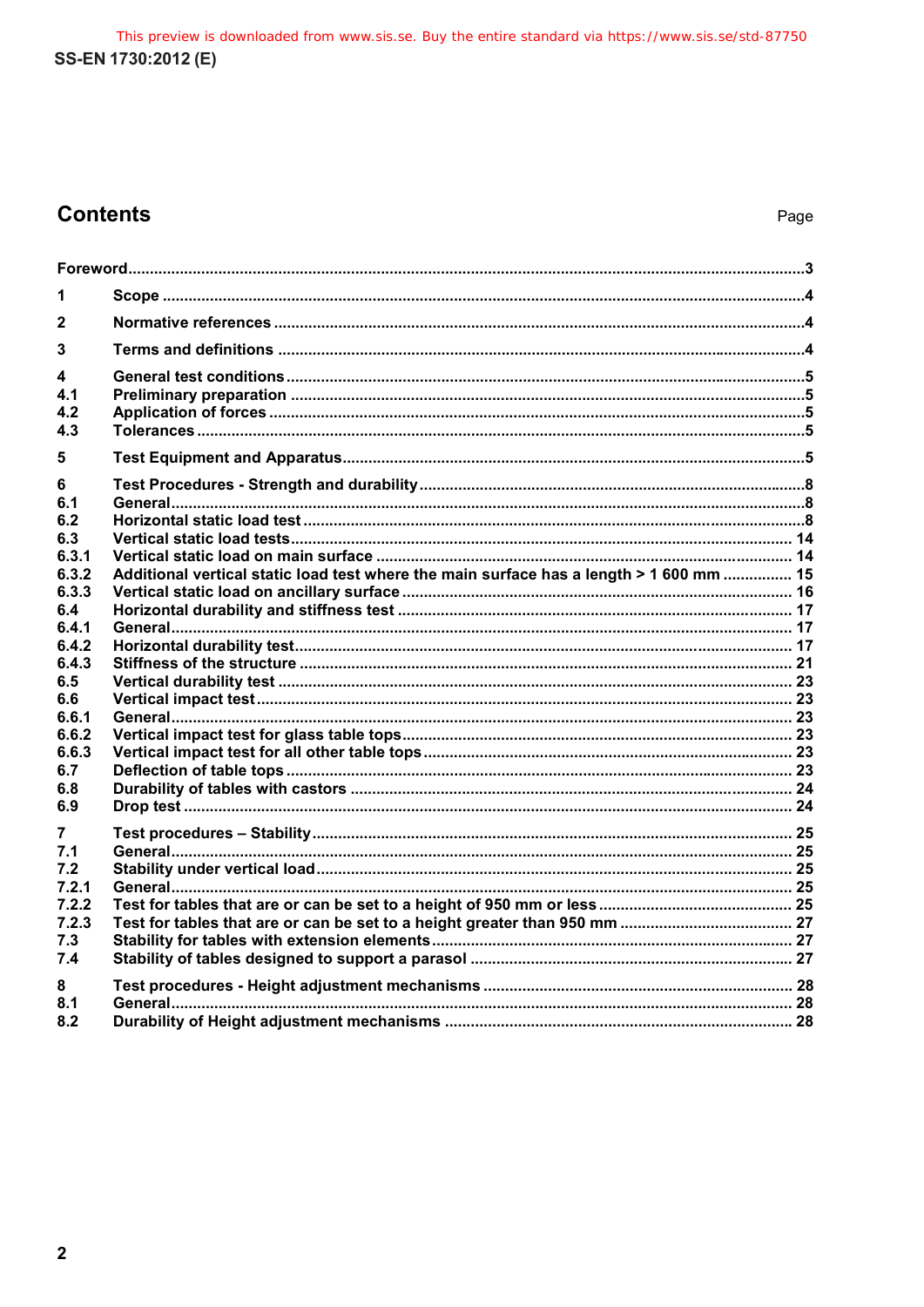## Contents

| | | Page |
|---|---|---|
| Foreword | | 3 |
| 1 | Scope | 4 |
| 2 | Normative references | 4 |
| 3 | Terms and definitions | 4 |
| 4 | General test conditions | 5 |
| 4.1 | Preliminary preparation | 5 |
| 4.2 | Application of forces | 5 |
| 4.3 | Tolerances | 5 |
| 5 | Test Equipment and Apparatus | 5 |
| 6 | Test Procedures - Strength and durability | 8 |
| 6.1 | General | 8 |
| 6.2 | Horizontal static load test | 8 |
| 6.3 | Vertical static load tests | 14 |
| 6.3.1 | Vertical static load on main surface | 14 |
| 6.3.2 | Additional vertical static load test where the main surface has a length > 1 600 mm | 15 |
| 6.3.3 | Vertical static load on ancillary surface | 16 |
| 6.4 | Horizontal durability and stiffness test | 17 |
| 6.4.1 | General | 17 |
| 6.4.2 | Horizontal durability test | 17 |
| 6.4.3 | Stiffness of the structure | 21 |
| 6.5 | Vertical durability test | 23 |
| 6.6 | Vertical impact test | 23 |
| 6.6.1 | General | 23 |
| 6.6.2 | Vertical impact test for glass table tops | 23 |
| 6.6.3 | Vertical impact test for all other table tops | 23 |
| 6.7 | Deflection of table tops | 23 |
| 6.8 | Durability of tables with castors | 24 |
| 6.9 | Drop test | 24 |
| 7 | Test procedures – Stability | 25 |
| 7.1 | General | 25 |
| 7.2 | Stability under vertical load | 25 |
| 7.2.1 | General | 25 |
| 7.2.2 | Test for tables that are or can be set to a height of 950 mm or less | 25 |
| 7.2.3 | Test for tables that are or can be set to a height greater than 950 mm | 27 |
| 7.3 | Stability for tables with extension elements | 27 |
| 7.4 | Stability of tables designed to support a parasol | 27 |
| 8 | Test procedures - Height adjustment mechanisms | 28 |
| 8.1 | General | 28 |
| 8.2 | Durability of Height adjustment mechanisms | 28 |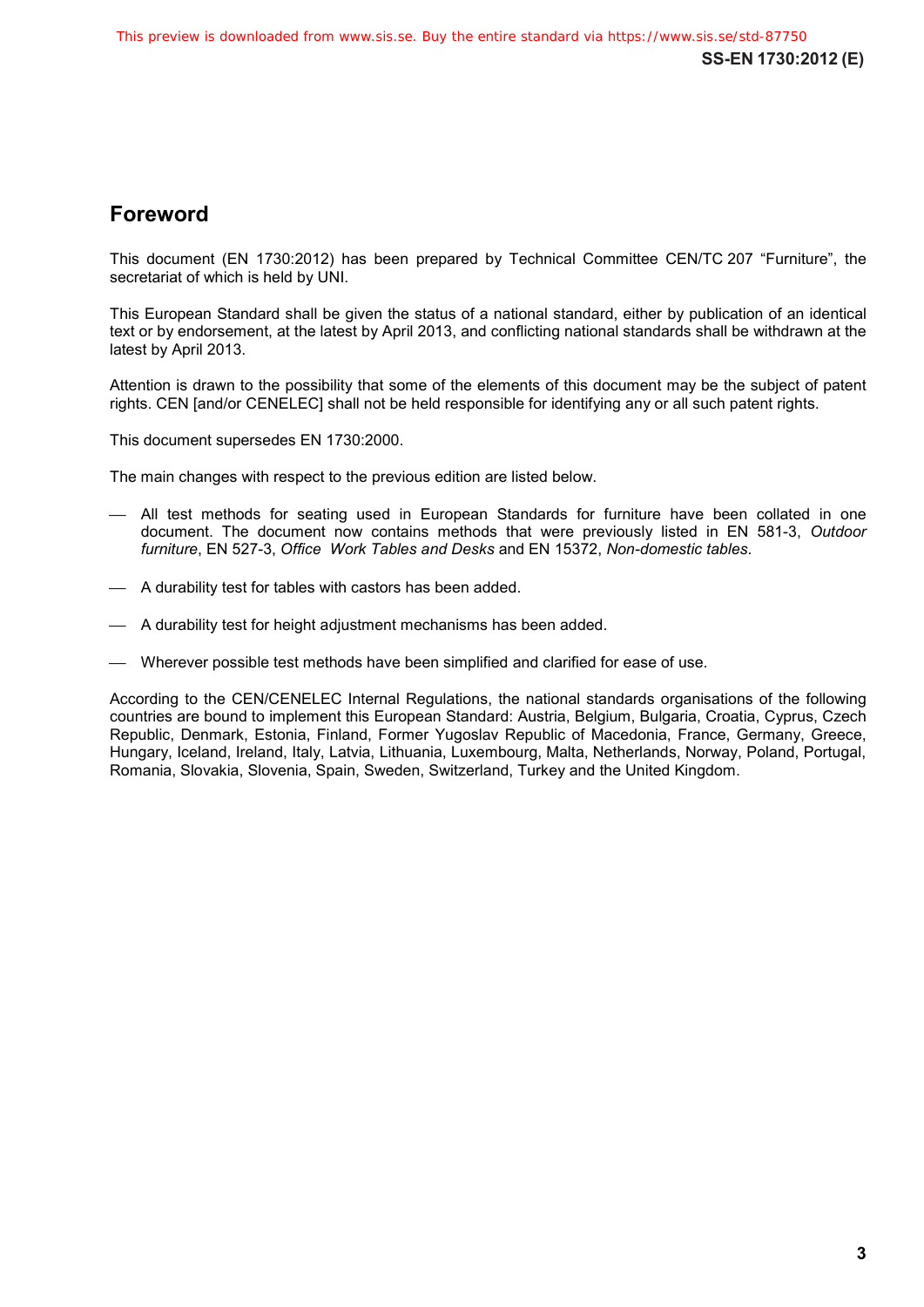## Foreword

This document (EN 1730:2012) has been prepared by Technical Committee CEN/TC 207 “Furniture”, the secretariat of which is held by UNI.

This European Standard shall be given the status of a national standard, either by publication of an identical text or by endorsement, at the latest by April 2013, and conflicting national standards shall be withdrawn at the latest by April 2013.

Attention is drawn to the possibility that some of the elements of this document may be the subject of patent rights. CEN [and/or CENELEC] shall not be held responsible for identifying any or all such patent rights.

This document supersedes EN 1730:2000.

The main changes with respect to the previous edition are listed below.

- All test methods for seating used in European Standards for furniture have been collated in one document. The document now contains methods that were previously listed in EN 581-3, *Outdoor furniture*, EN 527-3, *Office Work Tables and Desks* and EN 15372, *Non-domestic tables*.
- A durability test for tables with castors has been added.
- A durability test for height adjustment mechanisms has been added.
- Wherever possible test methods have been simplified and clarified for ease of use.

According to the CEN/CENELEC Internal Regulations, the national standards organisations of the following countries are bound to implement this European Standard: Austria, Belgium, Bulgaria, Croatia, Cyprus, Czech Republic, Denmark, Estonia, Finland, Former Yugoslav Republic of Macedonia, France, Germany, Greece, Hungary, Iceland, Ireland, Italy, Latvia, Lithuania, Luxembourg, Malta, Netherlands, Norway, Poland, Portugal, Romania, Slovakia, Slovenia, Spain, Sweden, Switzerland, Turkey and the United Kingdom.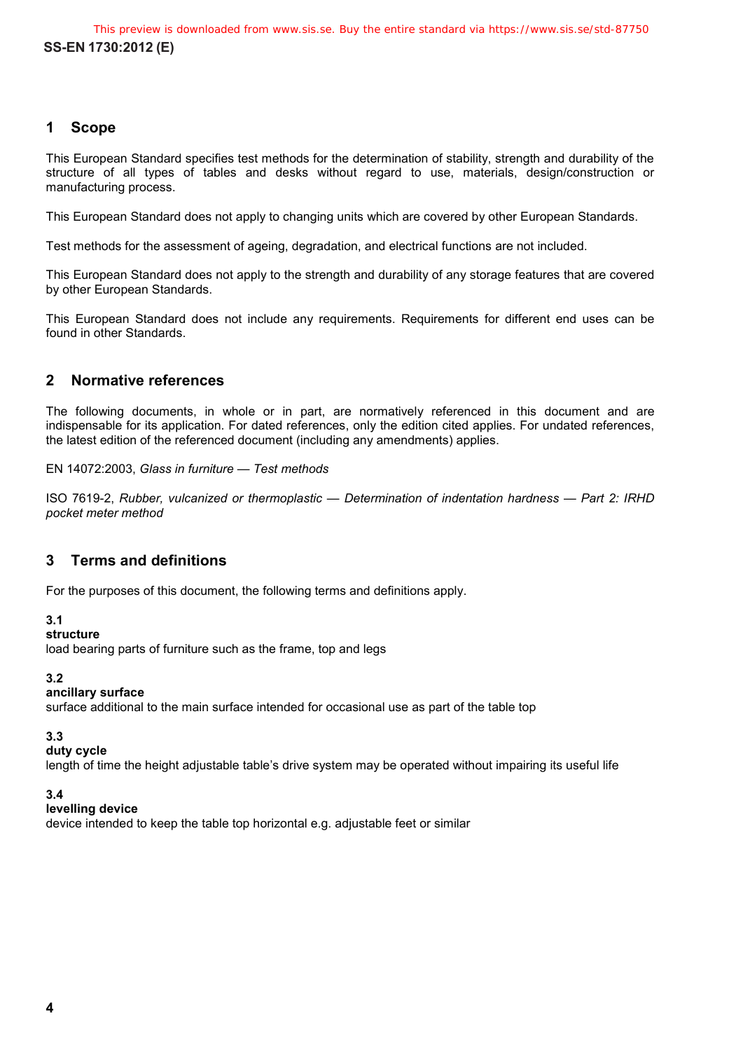## 1 Scope

This European Standard specifies test methods for the determination of stability, strength and durability of the structure of all types of tables and desks without regard to use, materials, design/construction or manufacturing process.

This European Standard does not apply to changing units which are covered by other European Standards.

Test methods for the assessment of ageing, degradation, and electrical functions are not included.

This European Standard does not apply to the strength and durability of any storage features that are covered by other European Standards.

This European Standard does not include any requirements. Requirements for different end uses can be found in other Standards.

## 2 Normative references

The following documents, in whole or in part, are normatively referenced in this document and are indispensable for its application. For dated references, only the edition cited applies. For undated references, the latest edition of the referenced document (including any amendments) applies.

EN 14072:2003, *Glass in furniture — Test methods*

ISO 7619-2, *Rubber, vulcanized or thermoplastic — Determination of indentation hardness — Part 2: IRHD pocket meter method*

## 3 Terms and definitions

For the purposes of this document, the following terms and definitions apply.

**3.1**
**structure**
load bearing parts of furniture such as the frame, top and legs

**3.2**
**ancillary surface**
surface additional to the main surface intended for occasional use as part of the table top

**3.3**
**duty cycle**
length of time the height adjustable table's drive system may be operated without impairing its useful life

**3.4**
**levelling device**
device intended to keep the table top horizontal e.g. adjustable feet or similar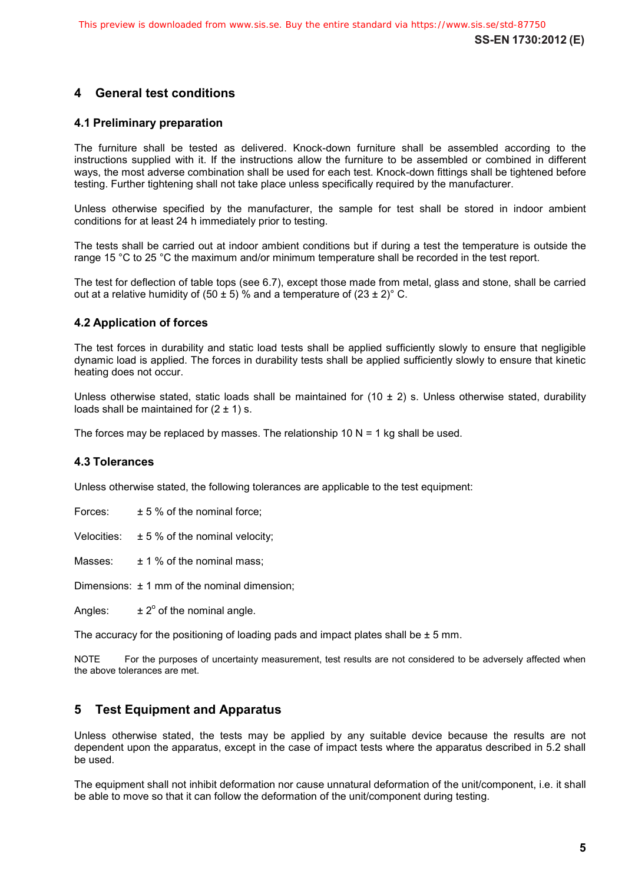## 4 General test conditions

### 4.1 Preliminary preparation

The furniture shall be tested as delivered. Knock-down furniture shall be assembled according to the instructions supplied with it. If the instructions allow the furniture to be assembled or combined in different ways, the most adverse combination shall be used for each test. Knock-down fittings shall be tightened before testing. Further tightening shall not take place unless specifically required by the manufacturer.

Unless otherwise specified by the manufacturer, the sample for test shall be stored in indoor ambient conditions for at least 24 h immediately prior to testing.

The tests shall be carried out at indoor ambient conditions but if during a test the temperature is outside the range 15 °C to 25 °C the maximum and/or minimum temperature shall be recorded in the test report.

The test for deflection of table tops (see 6.7), except those made from metal, glass and stone, shall be carried out at a relative humidity of (50 ± 5) % and a temperature of (23 ± 2)° C.

### 4.2 Application of forces

The test forces in durability and static load tests shall be applied sufficiently slowly to ensure that negligible dynamic load is applied. The forces in durability tests shall be applied sufficiently slowly to ensure that kinetic heating does not occur.

Unless otherwise stated, static loads shall be maintained for (10 ± 2) s. Unless otherwise stated, durability loads shall be maintained for (2 ± 1) s.

The forces may be replaced by masses. The relationship 10 N = 1 kg shall be used.

### 4.3 Tolerances

Unless otherwise stated, the following tolerances are applicable to the test equipment:

Forces: ± 5 % of the nominal force;

Velocities: ± 5 % of the nominal velocity;

Masses: ± 1 % of the nominal mass;

Dimensions: ± 1 mm of the nominal dimension;

Angles: ± 2° of the nominal angle.

The accuracy for the positioning of loading pads and impact plates shall be ± 5 mm.

NOTE For the purposes of uncertainty measurement, test results are not considered to be adversely affected when the above tolerances are met.

## 5 Test Equipment and Apparatus

Unless otherwise stated, the tests may be applied by any suitable device because the results are not dependent upon the apparatus, except in the case of impact tests where the apparatus described in 5.2 shall be used.

The equipment shall not inhibit deformation nor cause unnatural deformation of the unit/component, i.e. it shall be able to move so that it can follow the deformation of the unit/component during testing.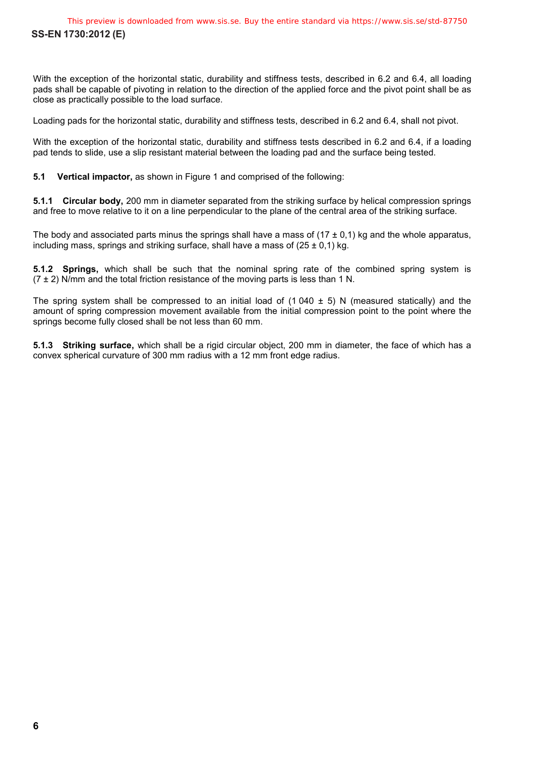With the exception of the horizontal static, durability and stiffness tests, described in 6.2 and 6.4, all loading pads shall be capable of pivoting in relation to the direction of the applied force and the pivot point shall be as close as practically possible to the load surface.

Loading pads for the horizontal static, durability and stiffness tests, described in 6.2 and 6.4, shall not pivot.

With the exception of the horizontal static, durability and stiffness tests described in 6.2 and 6.4, if a loading pad tends to slide, use a slip resistant material between the loading pad and the surface being tested.

**5.1 Vertical impactor,** as shown in Figure 1 and comprised of the following:

**5.1.1 Circular body,** 200 mm in diameter separated from the striking surface by helical compression springs and free to move relative to it on a line perpendicular to the plane of the central area of the striking surface.

The body and associated parts minus the springs shall have a mass of (17 ± 0,1) kg and the whole apparatus, including mass, springs and striking surface, shall have a mass of (25 ± 0,1) kg.

**5.1.2 Springs,** which shall be such that the nominal spring rate of the combined spring system is (7 ± 2) N/mm and the total friction resistance of the moving parts is less than 1 N.

The spring system shall be compressed to an initial load of (1 040 ± 5) N (measured statically) and the amount of spring compression movement available from the initial compression point to the point where the springs become fully closed shall be not less than 60 mm.

**5.1.3 Striking surface,** which shall be a rigid circular object, 200 mm in diameter, the face of which has a convex spherical curvature of 300 mm radius with a 12 mm front edge radius.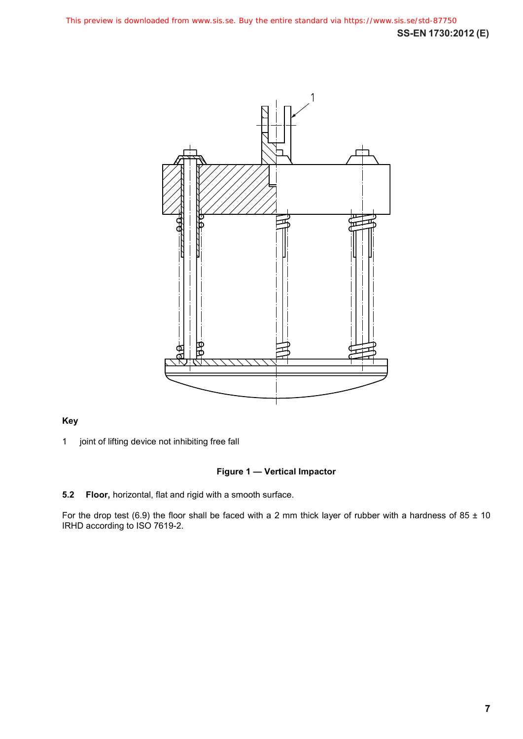1

**Key**

1 joint of lifting device not inhibiting free fall

**Figure 1 — Vertical Impactor**

**5.2 Floor,** horizontal, flat and rigid with a smooth surface.

For the drop test (6.9) the floor shall be faced with a 2 mm thick layer of rubber with a hardness of 85 ± 10 IRHD according to ISO 7619-2.